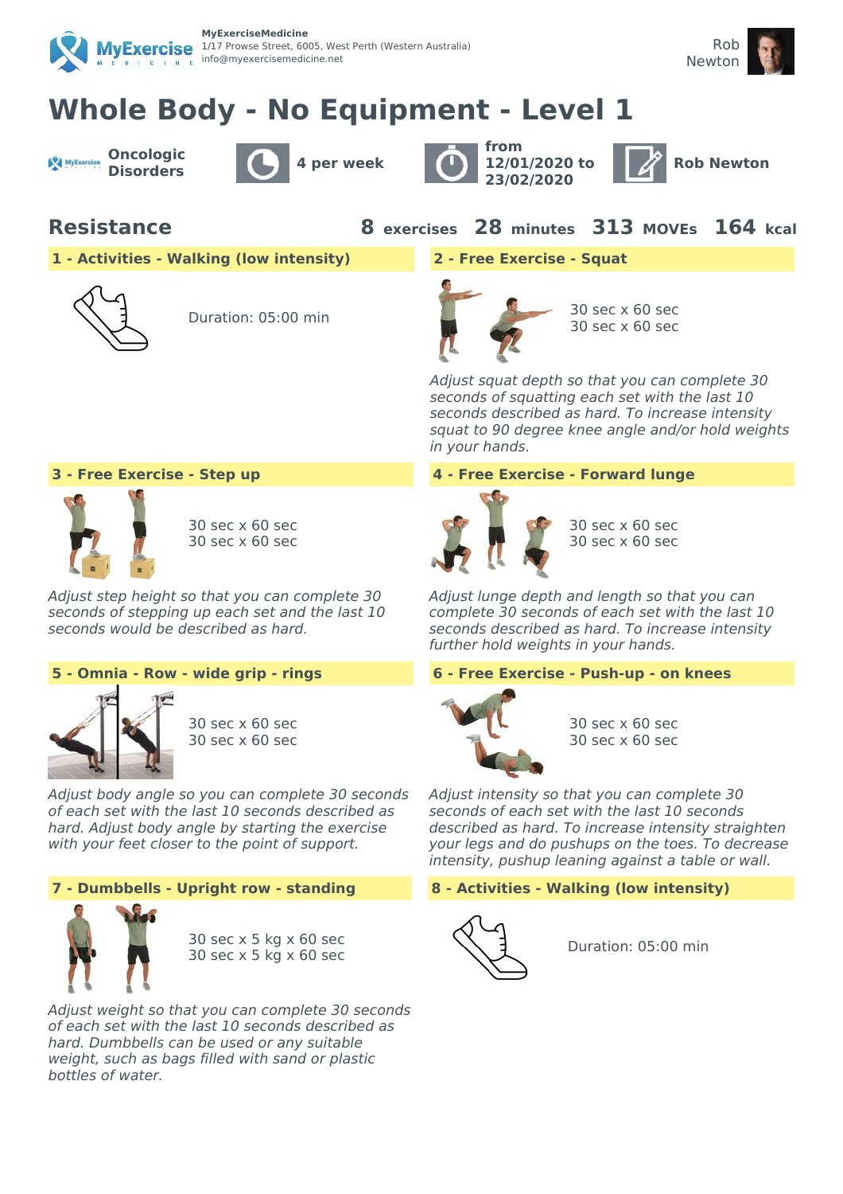MyExerciseMedicine
1/17 Prowse Street, 6005, West Perth (Western Australia)
info@myexercisemedicine.net

Rob Newton

# Whole Body - No Equipment - Level 1

Oncologic Disorders | 4 per week | from 12/01/2020 to 23/02/2020 | Rob Newton

## Resistance

**8** exercises **28** minutes **313** MOVEs **164** kcal

### 1 - Activities - Walking (low intensity)

Duration: 05:00 min

### 2 - Free Exercise - Squat

30 sec x 60 sec
30 sec x 60 sec

*Adjust squat depth so that you can complete 30 seconds of squatting each set with the last 10 seconds described as hard. To increase intensity squat to 90 degree knee angle and/or hold weights in your hands.*

### 3 - Free Exercise - Step up

30 sec x 60 sec
30 sec x 60 sec

*Adjust step height so that you can complete 30 seconds of stepping up each set and the last 10 seconds would be described as hard.*

### 4 - Free Exercise - Forward lunge

30 sec x 60 sec
30 sec x 60 sec

*Adjust lunge depth and length so that you can complete 30 seconds of each set with the last 10 seconds described as hard. To increase intensity further hold weights in your hands.*

### 5 - Omnia - Row - wide grip - rings

30 sec x 60 sec
30 sec x 60 sec

*Adjust body angle so you can complete 30 seconds of each set with the last 10 seconds described as hard. Adjust body angle by starting the exercise with your feet closer to the point of support.*

### 6 - Free Exercise - Push-up - on knees

30 sec x 60 sec
30 sec x 60 sec

*Adjust intensity so that you can complete 30 seconds of each set with the last 10 seconds described as hard. To increase intensity straighten your legs and do pushups on the toes. To decrease intensity, pushup leaning against a table or wall.*

### 7 - Dumbbells - Upright row - standing

30 sec x 5 kg x 60 sec
30 sec x 5 kg x 60 sec

*Adjust weight so that you can complete 30 seconds of each set with the last 10 seconds described as hard. Dumbbells can be used or any suitable weight, such as bags filled with sand or plastic bottles of water.*

### 8 - Activities - Walking (low intensity)

Duration: 05:00 min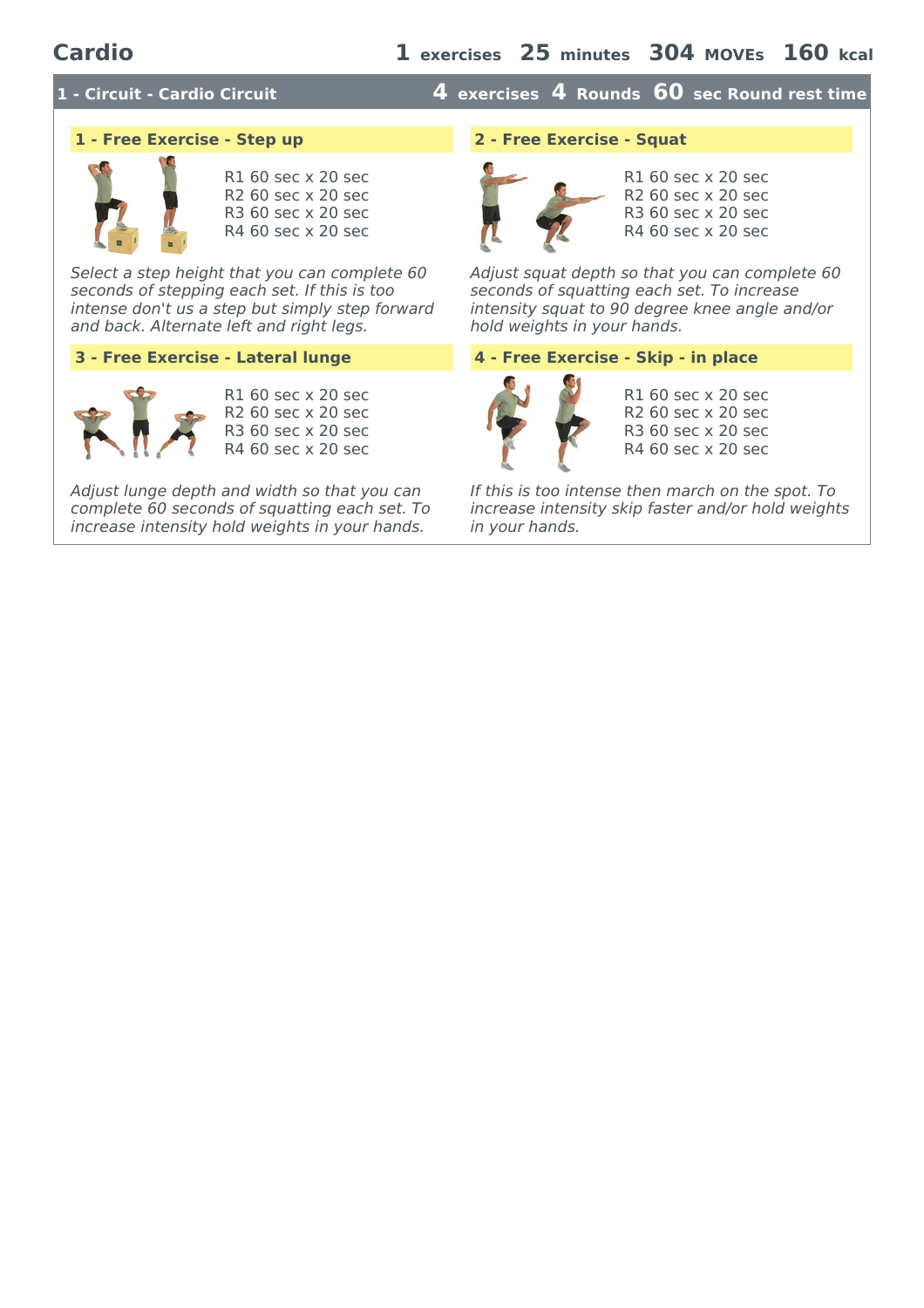# Cardio

**1** exercises **25** minutes **304** MOVEs **160** kcal

## 1 - Circuit - Cardio Circuit

**4** exercises **4** Rounds **60** sec Round rest time

### 1 - Free Exercise - Step up

R1 60 sec x 20 sec
R2 60 sec x 20 sec
R3 60 sec x 20 sec
R4 60 sec x 20 sec

*Select a step height that you can complete 60 seconds of stepping each set. If this is too intense don't us a step but simply step forward and back. Alternate left and right legs.*

### 2 - Free Exercise - Squat

R1 60 sec x 20 sec
R2 60 sec x 20 sec
R3 60 sec x 20 sec
R4 60 sec x 20 sec

*Adjust squat depth so that you can complete 60 seconds of squatting each set. To increase intensity squat to 90 degree knee angle and/or hold weights in your hands.*

### 3 - Free Exercise - Lateral lunge

R1 60 sec x 20 sec
R2 60 sec x 20 sec
R3 60 sec x 20 sec
R4 60 sec x 20 sec

*Adjust lunge depth and width so that you can complete 60 seconds of squatting each set. To increase intensity hold weights in your hands.*

### 4 - Free Exercise - Skip - in place

R1 60 sec x 20 sec
R2 60 sec x 20 sec
R3 60 sec x 20 sec
R4 60 sec x 20 sec

*If this is too intense then march on the spot. To increase intensity skip faster and/or hold weights in your hands.*